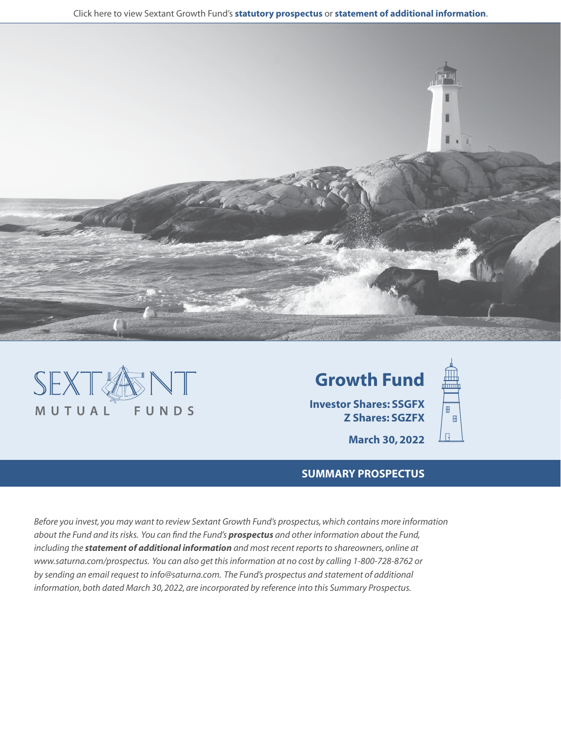Click here to view Sextant Growth Fund's **statutory prospectus** or **statement of additional information**.

SEXTANT

MUTUAL FUNDS

# Growth Fund

**Investor Shares: SSGFX**
**Z Shares: SGZFX**

**March 30, 2022**

## SUMMARY PROSPECTUS

*Before you invest, you may want to review Sextant Growth Fund's prospectus, which contains more information about the Fund and its risks. You can find the Fund's **prospectus** and other information about the Fund, including the **statement of additional information** and most recent reports to shareowners, online at www.saturna.com/prospectus. You can also get this information at no cost by calling 1-800-728-8762 or by sending an email request to info@saturna.com. The Fund's prospectus and statement of additional information, both dated March 30, 2022, are incorporated by reference into this Summary Prospectus.*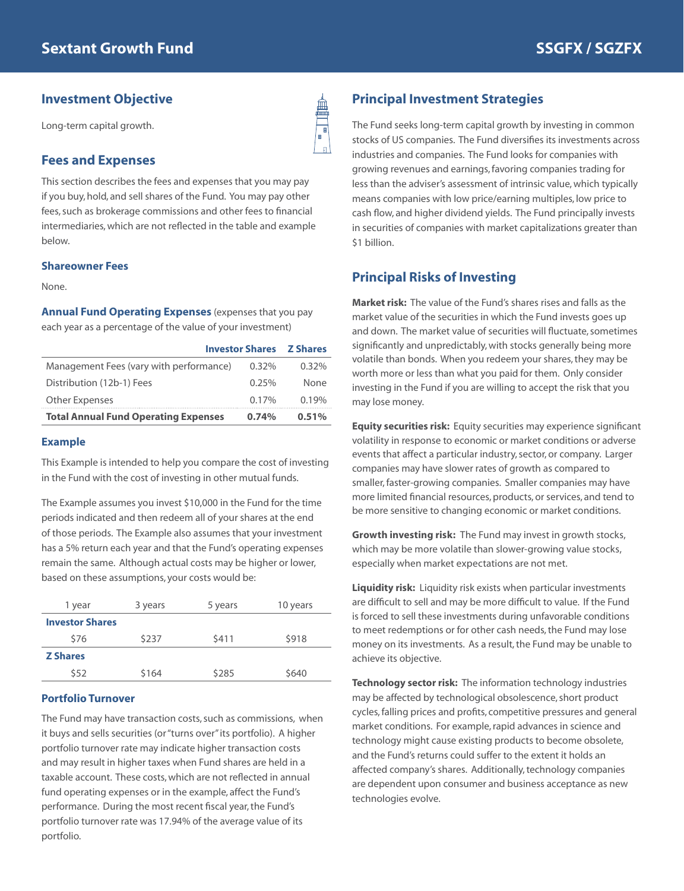# Sextant Growth Fund

SSGFX / SGZFX

## Investment Objective

Long-term capital growth.

## Fees and Expenses

This section describes the fees and expenses that you may pay if you buy, hold, and sell shares of the Fund. You may pay other fees, such as brokerage commissions and other fees to financial intermediaries, which are not reflected in the table and example below.

### Shareowner Fees

None.

**Annual Fund Operating Expenses** (expenses that you pay each year as a percentage of the value of your investment)

| | Investor Shares | Z Shares |
|---|---|---|
| Management Fees (vary with performance) | 0.32% | 0.32% |
| Distribution (12b-1) Fees | 0.25% | None |
| Other Expenses | 0.17% | 0.19% |
| **Total Annual Fund Operating Expenses** | **0.74%** | **0.51%** |

### Example

This Example is intended to help you compare the cost of investing in the Fund with the cost of investing in other mutual funds.

The Example assumes you invest $10,000 in the Fund for the time periods indicated and then redeem all of your shares at the end of those periods. The Example also assumes that your investment has a 5% return each year and that the Fund's operating expenses remain the same. Although actual costs may be higher or lower, based on these assumptions, your costs would be:

| 1 year | 3 years | 5 years | 10 years |
|---|---|---|---|
| **Investor Shares** | | | |
| $76 | $237 | $411 | $918 |
| **Z Shares** | | | |
| $52 | $164 | $285 | $640 |

### Portfolio Turnover

The Fund may have transaction costs, such as commissions, when it buys and sells securities (or "turns over" its portfolio). A higher portfolio turnover rate may indicate higher transaction costs and may result in higher taxes when Fund shares are held in a taxable account. These costs, which are not reflected in annual fund operating expenses or in the example, affect the Fund's performance. During the most recent fiscal year, the Fund's portfolio turnover rate was 17.94% of the average value of its portfolio.

## Principal Investment Strategies

The Fund seeks long-term capital growth by investing in common stocks of US companies. The Fund diversifies its investments across industries and companies. The Fund looks for companies with growing revenues and earnings, favoring companies trading for less than the adviser's assessment of intrinsic value, which typically means companies with low price/earning multiples, low price to cash flow, and higher dividend yields. The Fund principally invests in securities of companies with market capitalizations greater than $1 billion.

## Principal Risks of Investing

**Market risk:** The value of the Fund's shares rises and falls as the market value of the securities in which the Fund invests goes up and down. The market value of securities will fluctuate, sometimes significantly and unpredictably, with stocks generally being more volatile than bonds. When you redeem your shares, they may be worth more or less than what you paid for them. Only consider investing in the Fund if you are willing to accept the risk that you may lose money.

**Equity securities risk:** Equity securities may experience significant volatility in response to economic or market conditions or adverse events that affect a particular industry, sector, or company. Larger companies may have slower rates of growth as compared to smaller, faster-growing companies. Smaller companies may have more limited financial resources, products, or services, and tend to be more sensitive to changing economic or market conditions.

**Growth investing risk:** The Fund may invest in growth stocks, which may be more volatile than slower-growing value stocks, especially when market expectations are not met.

**Liquidity risk:** Liquidity risk exists when particular investments are difficult to sell and may be more difficult to value. If the Fund is forced to sell these investments during unfavorable conditions to meet redemptions or for other cash needs, the Fund may lose money on its investments. As a result, the Fund may be unable to achieve its objective.

**Technology sector risk:** The information technology industries may be affected by technological obsolescence, short product cycles, falling prices and profits, competitive pressures and general market conditions. For example, rapid advances in science and technology might cause existing products to become obsolete, and the Fund's returns could suffer to the extent it holds an affected company's shares. Additionally, technology companies are dependent upon consumer and business acceptance as new technologies evolve.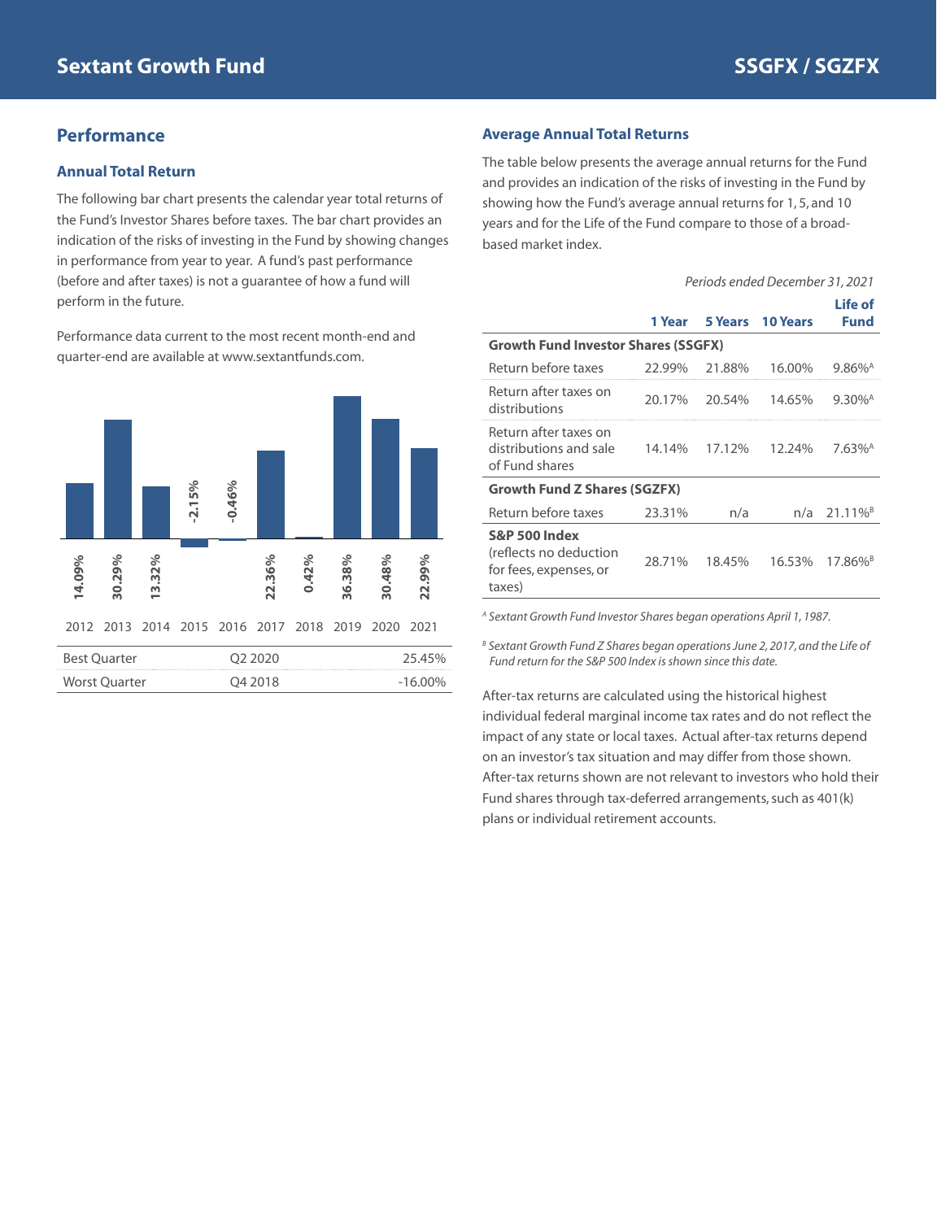# Sextant Growth Fund — SSGFX / SGZFX

## Performance

### Annual Total Return

The following bar chart presents the calendar year total returns of the Fund's Investor Shares before taxes. The bar chart provides an indication of the risks of investing in the Fund by showing changes in performance from year to year. A fund's past performance (before and after taxes) is not a guarantee of how a fund will perform in the future.

Performance data current to the most recent month-end and quarter-end are available at www.sextantfunds.com.

| 2012 | 2013 | 2014 | 2015 | 2016 | 2017 | 2018 | 2019 | 2020 | 2021 |
|---|---|---|---|---|---|---|---|---|---|
| 14.09% | 30.29% | 13.32% | -2.15% | -0.46% | 22.36% | 0.42% | 36.38% | 30.48% | 22.99% |

| | | |
|---|---|---|
| Best Quarter | Q2 2020 | 25.45% |
| Worst Quarter | Q4 2018 | -16.00% |

### Average Annual Total Returns

The table below presents the average annual returns for the Fund and provides an indication of the risks of investing in the Fund by showing how the Fund's average annual returns for 1, 5, and 10 years and for the Life of the Fund compare to those of a broad-based market index.

*Periods ended December 31, 2021*

| | 1 Year | 5 Years | 10 Years | Life of Fund |
|---|---|---|---|---|
| **Growth Fund Investor Shares (SSGFX)** | | | | |
| Return before taxes | 22.99% | 21.88% | 16.00% | 9.86%[A] |
| Return after taxes on distributions | 20.17% | 20.54% | 14.65% | 9.30%[A] |
| Return after taxes on distributions and sale of Fund shares | 14.14% | 17.12% | 12.24% | 7.63%[A] |
| **Growth Fund Z Shares (SGZFX)** | | | | |
| Return before taxes | 23.31% | n/a | n/a | 21.11%[B] |
| **S&P 500 Index** (reflects no deduction for fees, expenses, or taxes) | 28.71% | 18.45% | 16.53% | 17.86%[B] |

*[A] Sextant Growth Fund Investor Shares began operations April 1, 1987.*

*[B] Sextant Growth Fund Z Shares began operations June 2, 2017, and the Life of Fund return for the S&P 500 Index is shown since this date.*

After-tax returns are calculated using the historical highest individual federal marginal income tax rates and do not reflect the impact of any state or local taxes. Actual after-tax returns depend on an investor's tax situation and may differ from those shown. After-tax returns shown are not relevant to investors who hold their Fund shares through tax-deferred arrangements, such as 401(k) plans or individual retirement accounts.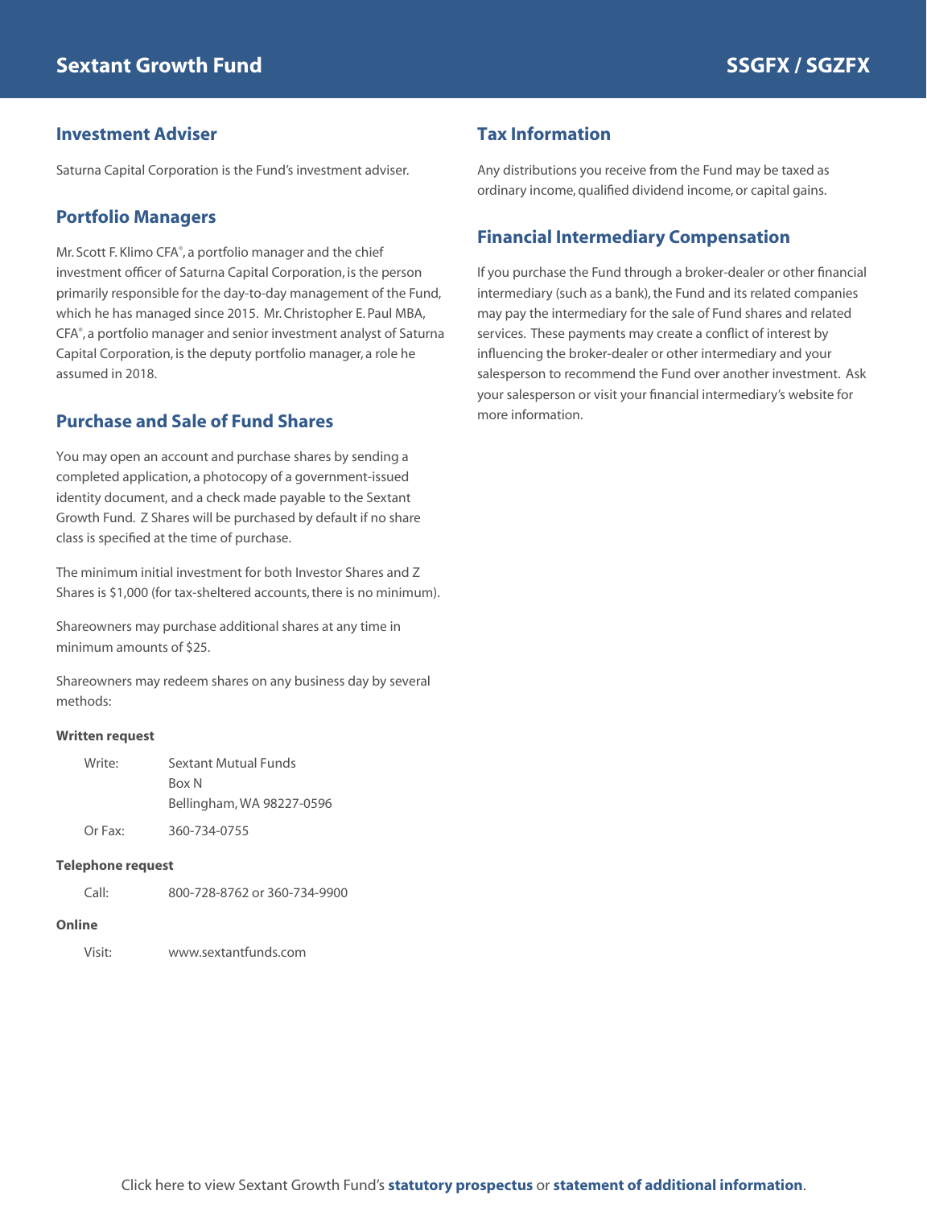## Investment Adviser

Saturna Capital Corporation is the Fund's investment adviser.

## Portfolio Managers

Mr. Scott F. Klimo CFA®, a portfolio manager and the chief investment officer of Saturna Capital Corporation, is the person primarily responsible for the day-to-day management of the Fund, which he has managed since 2015. Mr. Christopher E. Paul MBA, CFA®, a portfolio manager and senior investment analyst of Saturna Capital Corporation, is the deputy portfolio manager, a role he assumed in 2018.

## Purchase and Sale of Fund Shares

You may open an account and purchase shares by sending a completed application, a photocopy of a government-issued identity document, and a check made payable to the Sextant Growth Fund. Z Shares will be purchased by default if no share class is specified at the time of purchase.

The minimum initial investment for both Investor Shares and Z Shares is $1,000 (for tax-sheltered accounts, there is no minimum).

Shareowners may purchase additional shares at any time in minimum amounts of $25.

Shareowners may redeem shares on any business day by several methods:

**Written request**

Write: Sextant Mutual Funds
Box N
Bellingham, WA 98227-0596

Or Fax: 360-734-0755

**Telephone request**

Call: 800-728-8762 or 360-734-9900

**Online**

Visit: www.sextantfunds.com

## Tax Information

Any distributions you receive from the Fund may be taxed as ordinary income, qualified dividend income, or capital gains.

## Financial Intermediary Compensation

If you purchase the Fund through a broker-dealer or other financial intermediary (such as a bank), the Fund and its related companies may pay the intermediary for the sale of Fund shares and related services. These payments may create a conflict of interest by influencing the broker-dealer or other intermediary and your salesperson to recommend the Fund over another investment. Ask your salesperson or visit your financial intermediary's website for more information.

Click here to view Sextant Growth Fund's **statutory prospectus** or **statement of additional information**.